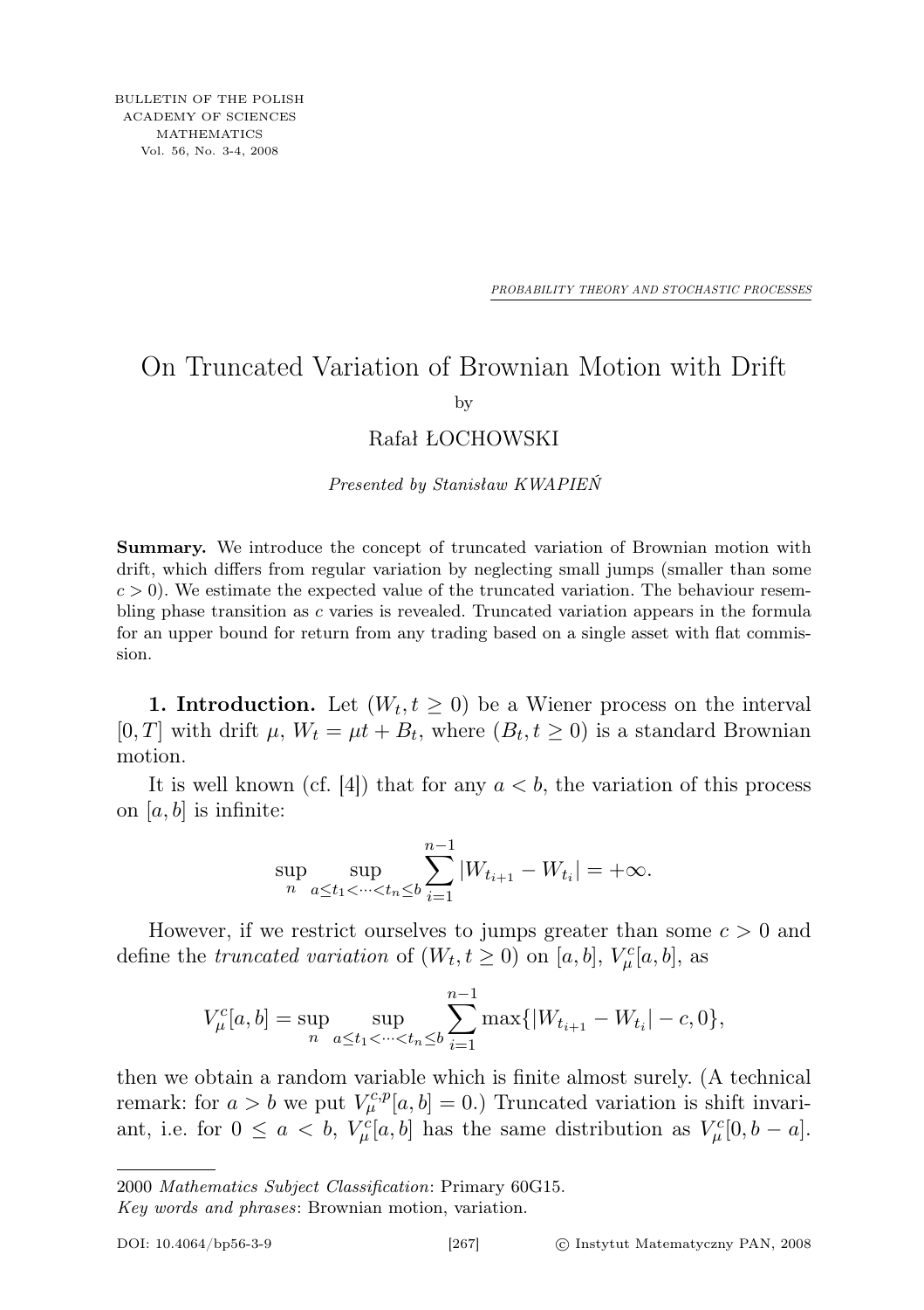PROBABILITY THEORY AND STOCHASTIC PROCESSES

# On Truncated Variation of Brownian Motion with Drift

by

Rafał ŁOCHOWSKI

*Presented by Stanisław KWAPIEŃ*

**Summary.** We introduce the concept of truncated variation of Brownian motion with drift, which differs from regular variation by neglecting small jumps (smaller than some $c > 0$). We estimate the expected value of the truncated variation. The behaviour resembling phase transition as $c$ varies is revealed. Truncated variation appears in the formula for an upper bound for return from any trading based on a single asset with flat commission.

**1. Introduction.** Let $(W_t, t \geq 0)$ be a Wiener process on the interval $[0, T]$ with drift $\mu$, $W_t = \mu t + B_t$, where $(B_t, t \geq 0)$ is a standard Brownian motion.

It is well known (cf. [4]) that for any $a < b$, the variation of this process on $[a, b]$ is infinite:

$$\sup_n \sup_{a \leq t_1 < \cdots < t_n \leq b} \sum_{i=1}^{n-1} |W_{t_{i+1}} - W_{t_i}| = +\infty.$$

However, if we restrict ourselves to jumps greater than some $c > 0$ and define the *truncated variation* of $(W_t, t \geq 0)$ on $[a, b]$, $V_\mu^c[a, b]$, as

$$V_\mu^c[a, b] = \sup_n \sup_{a \leq t_1 < \cdots < t_n \leq b} \sum_{i=1}^{n-1} \max\{|W_{t_{i+1}} - W_{t_i}| - c, 0\},$$

then we obtain a random variable which is finite almost surely. (A technical remark: for $a > b$ we put $V_\mu^{c,p}[a, b] = 0$.) Truncated variation is shift invariant, i.e. for $0 \leq a < b$, $V_\mu^c[a, b]$ has the same distribution as $V_\mu^c[0, b - a]$.

---

2000 *Mathematics Subject Classification*: Primary 60G15.

*Key words and phrases*: Brownian motion, variation.

DOI: 10.4064/bp56-3-9 © Instytut Matematyczny PAN, 2008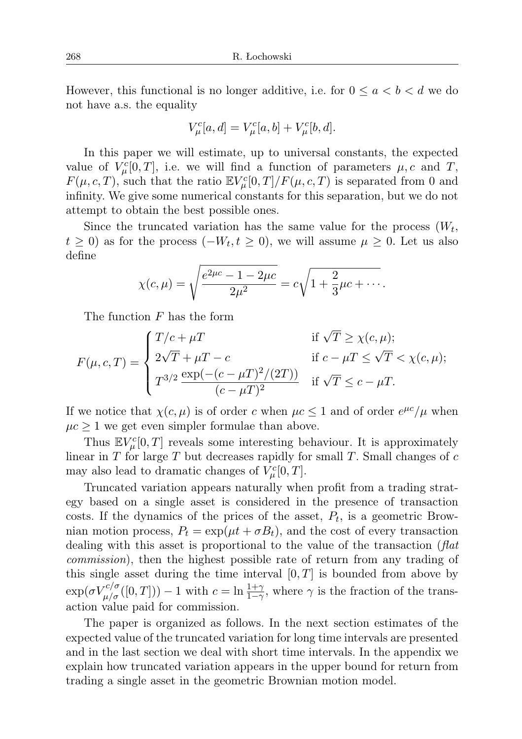However, this functional is no longer additive, i.e. for $0 \le a < b < d$ we do not have a.s. the equality

$$V_\mu^c[a,d] = V_\mu^c[a,b] + V_\mu^c[b,d].$$

In this paper we will estimate, up to universal constants, the expected value of $V_\mu^c[0,T]$, i.e. we will find a function of parameters $\mu, c$ and $T$, $F(\mu,c,T)$, such that the ratio $\mathbb{E}V_\mu^c[0,T]/F(\mu,c,T)$ is separated from 0 and infinity. We give some numerical constants for this separation, but we do not attempt to obtain the best possible ones.

Since the truncated variation has the same value for the process $(W_t, t \ge 0)$ as for the process $(-W_t, t \ge 0)$, we will assume $\mu \ge 0$. Let us also define

$$\chi(c,\mu) = \sqrt{\frac{e^{2\mu c} - 1 - 2\mu c}{2\mu^2}} = c\sqrt{1 + \frac{2}{3}\mu c + \cdots}.$$

The function $F$ has the form

$$F(\mu,c,T) = \begin{cases} T/c + \mu T & \text{if } \sqrt{T} \ge \chi(c,\mu); \\ 2\sqrt{T} + \mu T - c & \text{if } c - \mu T \le \sqrt{T} < \chi(c,\mu); \\ T^{3/2}\,\dfrac{\exp(-(c-\mu T)^2/(2T))}{(c-\mu T)^2} & \text{if } \sqrt{T} \le c - \mu T. \end{cases}$$

If we notice that $\chi(c,\mu)$ is of order $c$ when $\mu c \le 1$ and of order $e^{\mu c}/\mu$ when $\mu c \ge 1$ we get even simpler formulae than above.

Thus $\mathbb{E}V_\mu^c[0,T]$ reveals some interesting behaviour. It is approximately linear in $T$ for large $T$ but decreases rapidly for small $T$. Small changes of $c$ may also lead to dramatic changes of $V_\mu^c[0,T]$.

Truncated variation appears naturally when profit from a trading strategy based on a single asset is considered in the presence of transaction costs. If the dynamics of the prices of the asset, $P_t$, is a geometric Brownian motion process, $P_t = \exp(\mu t + \sigma B_t)$, and the cost of every transaction dealing with this asset is proportional to the value of the transaction (*flat commission*), then the highest possible rate of return from any trading of this single asset during the time interval $[0,T]$ is bounded from above by $\exp(\sigma V_{\mu/\sigma}^{c/\sigma}([0,T])) - 1$ with $c = \ln\frac{1+\gamma}{1-\gamma}$, where $\gamma$ is the fraction of the transaction value paid for commission.

The paper is organized as follows. In the next section estimates of the expected value of the truncated variation for long time intervals are presented and in the last section we deal with short time intervals. In the appendix we explain how truncated variation appears in the upper bound for return from trading a single asset in the geometric Brownian motion model.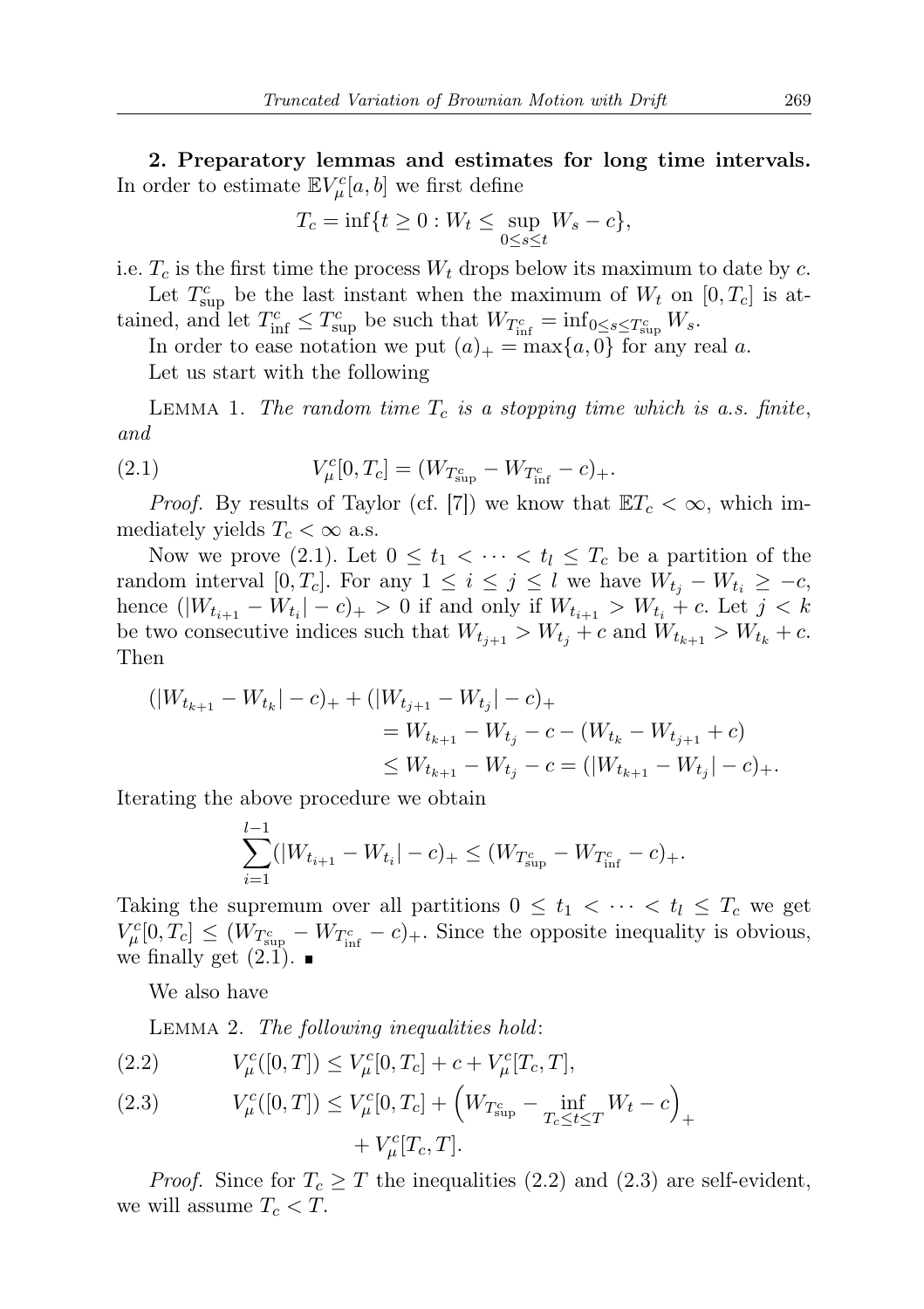**2. Preparatory lemmas and estimates for long time intervals.** In order to estimate $\mathbb{E}V_\mu^c[a,b]$ we first define

$$T_c = \inf\{t \geq 0 : W_t \leq \sup_{0\leq s\leq t} W_s - c\},$$

i.e. $T_c$ is the first time the process $W_t$ drops below its maximum to date by $c$.

Let $T_{\sup}^c$ be the last instant when the maximum of $W_t$ on $[0, T_c]$ is attained, and let $T_{\inf}^c \leq T_{\sup}^c$ be such that $W_{T_{\inf}^c} = \inf_{0\leq s\leq T_{\sup}^c} W_s$.

In order to ease notation we put $(a)_+ = \max\{a, 0\}$ for any real $a$.

Let us start with the following

Lemma 1. *The random time $T_c$ is a stopping time which is a.s. finite, and*

$$V_\mu^c[0, T_c] = (W_{T_{\sup}^c} - W_{T_{\inf}^c} - c)_+. \tag{2.1}$$

*Proof.* By results of Taylor (cf. [7]) we know that $\mathbb{E}T_c < \infty$, which immediately yields $T_c < \infty$ a.s.

Now we prove (2.1). Let $0 \leq t_1 < \cdots < t_l \leq T_c$ be a partition of the random interval $[0, T_c]$. For any $1 \leq i \leq j \leq l$ we have $W_{t_j} - W_{t_i} \geq -c$, hence $(|W_{t_{i+1}} - W_{t_i}| - c)_+ > 0$ if and only if $W_{t_{i+1}} > W_{t_i} + c$. Let $j < k$ be two consecutive indices such that $W_{t_{j+1}} > W_{t_j} + c$ and $W_{t_{k+1}} > W_{t_k} + c$. Then

$$\begin{aligned}
(|W_{t_{k+1}} - W_{t_k}| - c)_+ + (|W_{t_{j+1}} - W_{t_j}| - c)_+ &\\
&= W_{t_{k+1}} - W_{t_j} - c - (W_{t_k} - W_{t_{j+1}} + c)\\
&\leq W_{t_{k+1}} - W_{t_j} - c = (|W_{t_{k+1}} - W_{t_j}| - c)_+.
\end{aligned}$$

Iterating the above procedure we obtain

$$\sum_{i=1}^{l-1} (|W_{t_{i+1}} - W_{t_i}| - c)_+ \leq (W_{T_{\sup}^c} - W_{T_{\inf}^c} - c)_+.$$

Taking the supremum over all partitions $0 \leq t_1 < \cdots < t_l \leq T_c$ we get $V_\mu^c[0, T_c] \leq (W_{T_{\sup}^c} - W_{T_{\inf}^c} - c)_+$. Since the opposite inequality is obvious, we finally get (2.1). ∎

We also have

Lemma 2. *The following inequalities hold*:

$$V_\mu^c([0, T]) \leq V_\mu^c[0, T_c] + c + V_\mu^c[T_c, T], \tag{2.2}$$

$$V_\mu^c([0, T]) \leq V_\mu^c[0, T_c] + \Big(W_{T_{\sup}^c} - \inf_{T_c\leq t\leq T} W_t - c\Big)_+ + V_\mu^c[T_c, T]. \tag{2.3}$$

*Proof.* Since for $T_c \geq T$ the inequalities (2.2) and (2.3) are self-evident, we will assume $T_c < T$.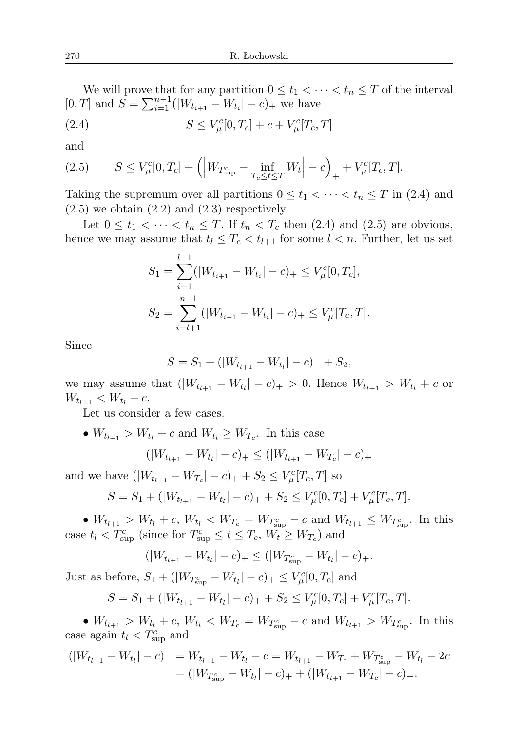We will prove that for any partition $0 \le t_1 < \dots < t_n \le T$ of the interval $[0,T]$ and $S = \sum_{i=1}^{n-1} (|W_{t_{i+1}} - W_{t_i}| - c)_+$ we have

$$S \le V_\mu^c[0,T_c] + c + V_\mu^c[T_c,T] \tag{2.4}$$

and

$$S \le V_\mu^c[0,T_c] + \Big(\Big|W_{T_{\sup}^c} - \inf_{T_c \le t \le T} W_t\Big| - c\Big)_+ + V_\mu^c[T_c,T]. \tag{2.5}$$

Taking the supremum over all partitions $0 \le t_1 < \dots < t_n \le T$ in (2.4) and (2.5) we obtain (2.2) and (2.3) respectively.

Let $0 \le t_1 < \dots < t_n \le T$. If $t_n < T_c$ then (2.4) and (2.5) are obvious, hence we may assume that $t_l \le T_c < t_{l+1}$ for some $l < n$. Further, let us set

$$S_1 = \sum_{i=1}^{l-1} (|W_{t_{i+1}} - W_{t_i}| - c)_+ \le V_\mu^c[0,T_c],$$

$$S_2 = \sum_{i=l+1}^{n-1} (|W_{t_{i+1}} - W_{t_i}| - c)_+ \le V_\mu^c[T_c,T].$$

Since

$$S = S_1 + (|W_{t_{l+1}} - W_{t_l}| - c)_+ + S_2,$$

we may assume that $(|W_{t_{l+1}} - W_{t_l}| - c)_+ > 0$. Hence $W_{t_{l+1}} > W_{t_l} + c$ or $W_{t_{l+1}} < W_{t_l} - c$.

Let us consider a few cases.

- $W_{t_{l+1}} > W_{t_l} + c$ and $W_{t_l} \ge W_{T_c}$. In this case

$$(|W_{t_{l+1}} - W_{t_l}| - c)_+ \le (|W_{t_{l+1}} - W_{T_c}| - c)_+$$

and we have $(|W_{t_{l+1}} - W_{T_c}| - c)_+ + S_2 \le V_\mu^c[T_c,T]$ so

$$S = S_1 + (|W_{t_{l+1}} - W_{t_l}| - c)_+ + S_2 \le V_\mu^c[0,T_c] + V_\mu^c[T_c,T].$$

- $W_{t_{l+1}} > W_{t_l} + c$, $W_{t_l} < W_{T_c} = W_{T_{\sup}^c} - c$ and $W_{t_{l+1}} \le W_{T_{\sup}^c}$. In this case $t_l < T_{\sup}^c$ (since for $T_{\sup}^c \le t \le T_c$, $W_t \ge W_{T_c}$) and

$$(|W_{t_{l+1}} - W_{t_l}| - c)_+ \le (|W_{T_{\sup}^c} - W_{t_l}| - c)_+.$$

Just as before, $S_1 + (|W_{T_{\sup}^c} - W_{t_l}| - c)_+ \le V_\mu^c[0,T_c]$ and

$$S = S_1 + (|W_{t_{l+1}} - W_{t_l}| - c)_+ + S_2 \le V_\mu^c[0,T_c] + V_\mu^c[T_c,T].$$

- $W_{t_{l+1}} > W_{t_l} + c$, $W_{t_l} < W_{T_c} = W_{T_{\sup}^c} - c$ and $W_{t_{l+1}} > W_{T_{\sup}^c}$. In this case again $t_l < T_{\sup}^c$ and

$$\begin{aligned}(|W_{t_{l+1}} - W_{t_l}| - c)_+ &= W_{t_{l+1}} - W_{t_l} - c = W_{t_{l+1}} - W_{T_c} + W_{T_{\sup}^c} - W_{t_l} - 2c \\ &= (|W_{T_{\sup}^c} - W_{t_l}| - c)_+ + (|W_{t_{l+1}} - W_{T_c}| - c)_+.\end{aligned}$$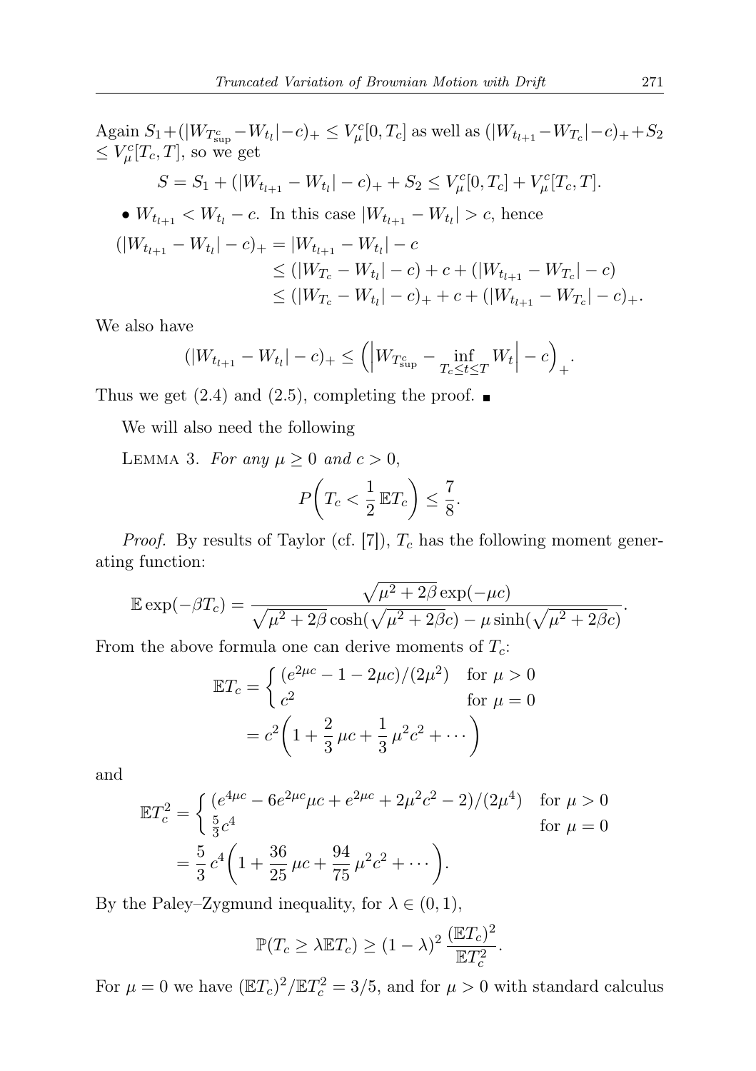Again $S_1+(|W_{T^c_{\sup}}-W_{t_l}|-c)_+ \le V^c_\mu[0,T_c]$ as well as $(|W_{t_{l+1}}-W_{T_c}|-c)_+ + S_2 \le V^c_\mu[T_c,T]$, so we get

$$S = S_1 + (|W_{t_{l+1}} - W_{t_l}| - c)_+ + S_2 \le V^c_\mu[0,T_c] + V^c_\mu[T_c,T].$$

- $W_{t_{l+1}} < W_{t_l} - c$. In this case $|W_{t_{l+1}} - W_{t_l}| > c$, hence

$$\begin{aligned}
(|W_{t_{l+1}} - W_{t_l}| - c)_+ &= |W_{t_{l+1}} - W_{t_l}| - c \\
&\le (|W_{T_c} - W_{t_l}| - c) + c + (|W_{t_{l+1}} - W_{T_c}| - c) \\
&\le (|W_{T_c} - W_{t_l}| - c)_+ + c + (|W_{t_{l+1}} - W_{T_c}| - c)_+.
\end{aligned}$$

We also have

$$(|W_{t_{l+1}} - W_{t_l}| - c)_+ \le \Big(\Big|W_{T^c_{\sup}} - \inf_{T_c \le t \le T} W_t\Big| - c\Big)_+.$$

Thus we get (2.4) and (2.5), completing the proof. ∎

We will also need the following

Lemma 3. *For any $\mu \ge 0$ and $c > 0$,*

$$P\bigg(T_c < \frac{1}{2}\,\mathbb{E}T_c\bigg) \le \frac{7}{8}.$$

*Proof.* By results of Taylor (cf. [7]), $T_c$ has the following moment generating function:

$$\mathbb{E}\exp(-\beta T_c) = \frac{\sqrt{\mu^2+2\beta}\exp(-\mu c)}{\sqrt{\mu^2+2\beta}\cosh(\sqrt{\mu^2+2\beta}c) - \mu\sinh(\sqrt{\mu^2+2\beta}c)}.$$

From the above formula one can derive moments of $T_c$:

$$\begin{aligned}
\mathbb{E}T_c &= \begin{cases} (e^{2\mu c} - 1 - 2\mu c)/(2\mu^2) & \text{for } \mu > 0 \\ c^2 & \text{for } \mu = 0 \end{cases} \\
&= c^2\bigg(1 + \frac{2}{3}\,\mu c + \frac{1}{3}\,\mu^2 c^2 + \cdots\bigg)
\end{aligned}$$

and

$$\begin{aligned}
\mathbb{E}T_c^2 &= \begin{cases} (e^{4\mu c} - 6e^{2\mu c}\mu c + e^{2\mu c} + 2\mu^2 c^2 - 2)/(2\mu^4) & \text{for } \mu > 0 \\ \frac{5}{3}c^4 & \text{for } \mu = 0 \end{cases} \\
&= \frac{5}{3}\,c^4\bigg(1 + \frac{36}{25}\,\mu c + \frac{94}{75}\,\mu^2 c^2 + \cdots\bigg).
\end{aligned}$$

By the Paley–Zygmund inequality, for $\lambda \in (0,1)$,

$$\mathbb{P}(T_c \ge \lambda \mathbb{E}T_c) \ge (1-\lambda)^2\,\frac{(\mathbb{E}T_c)^2}{\mathbb{E}T_c^2}.$$

For $\mu = 0$ we have $(\mathbb{E}T_c)^2/\mathbb{E}T_c^2 = 3/5$, and for $\mu > 0$ with standard calculus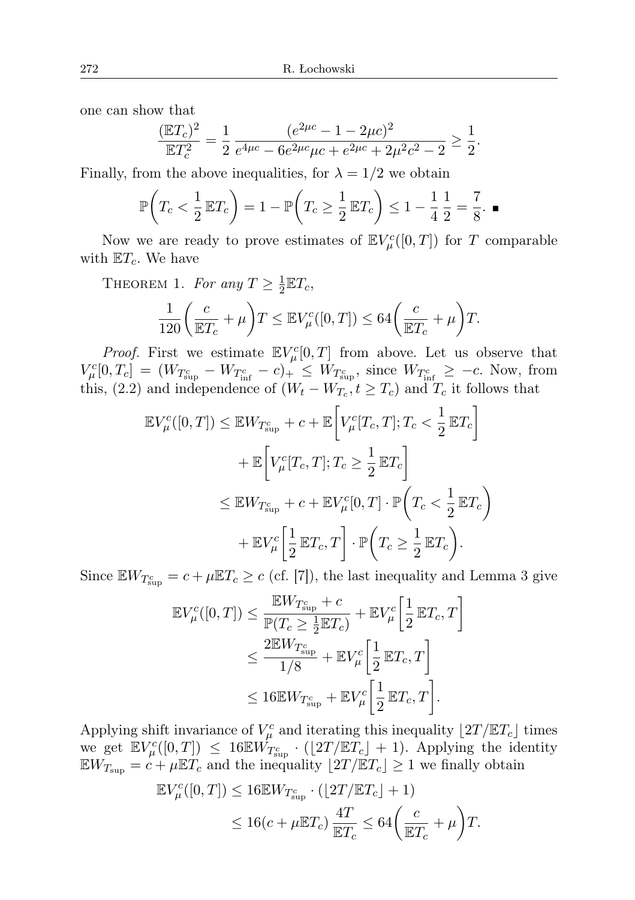one can show that

$$\frac{(\mathbb{E}T_c)^2}{\mathbb{E}T_c^2} = \frac{1}{2}\,\frac{(e^{2\mu c} - 1 - 2\mu c)^2}{e^{4\mu c} - 6e^{2\mu c}\mu c + e^{2\mu c} + 2\mu^2 c^2 - 2} \geq \frac{1}{2}.$$

Finally, from the above inequalities, for $\lambda = 1/2$ we obtain

$$\mathbb{P}\bigg(T_c < \frac{1}{2}\,\mathbb{E}T_c\bigg) = 1 - \mathbb{P}\bigg(T_c \geq \frac{1}{2}\,\mathbb{E}T_c\bigg) \leq 1 - \frac{1}{4}\,\frac{1}{2} = \frac{7}{8}. \;\blacksquare$$

Now we are ready to prove estimates of $\mathbb{E}V_\mu^c([0,T])$ for $T$ comparable with $\mathbb{E}T_c$. We have

Theorem 1. *For any* $T \geq \frac{1}{2}\mathbb{E}T_c$,

$$\frac{1}{120}\bigg(\frac{c}{\mathbb{E}T_c} + \mu\bigg)T \leq \mathbb{E}V_\mu^c([0,T]) \leq 64\bigg(\frac{c}{\mathbb{E}T_c} + \mu\bigg)T.$$

*Proof.* First we estimate $\mathbb{E}V_\mu^c[0,T]$ from above. Let us observe that $V_\mu^c[0,T_c] = (W_{T_{\sup}^c} - W_{T_{\inf}^c} - c)_+ \leq W_{T_{\sup}^c}$, since $W_{T_{\inf}^c} \geq -c$. Now, from this, (2.2) and independence of $(W_t - W_{T_c}, t \geq T_c)$ and $T_c$ it follows that

$$\begin{aligned}
\mathbb{E}V_\mu^c([0,T]) &\leq \mathbb{E}W_{T_{\sup}^c} + c + \mathbb{E}\bigg[V_\mu^c[T_c,T]; T_c < \frac{1}{2}\,\mathbb{E}T_c\bigg] \\
&\quad + \mathbb{E}\bigg[V_\mu^c[T_c,T]; T_c \geq \frac{1}{2}\,\mathbb{E}T_c\bigg] \\
&\leq \mathbb{E}W_{T_{\sup}^c} + c + \mathbb{E}V_\mu^c[0,T] \cdot \mathbb{P}\bigg(T_c < \frac{1}{2}\,\mathbb{E}T_c\bigg) \\
&\quad + \mathbb{E}V_\mu^c\bigg[\frac{1}{2}\,\mathbb{E}T_c, T\bigg] \cdot \mathbb{P}\bigg(T_c \geq \frac{1}{2}\,\mathbb{E}T_c\bigg).
\end{aligned}$$

Since $\mathbb{E}W_{T_{\sup}^c} = c + \mu\mathbb{E}T_c \geq c$ (cf. [7]), the last inequality and Lemma 3 give

$$\begin{aligned}
\mathbb{E}V_\mu^c([0,T]) &\leq \frac{\mathbb{E}W_{T_{\sup}^c} + c}{\mathbb{P}(T_c \geq \frac{1}{2}\mathbb{E}T_c)} + \mathbb{E}V_\mu^c\bigg[\frac{1}{2}\,\mathbb{E}T_c, T\bigg] \\
&\leq \frac{2\mathbb{E}W_{T_{\sup}^c}}{1/8} + \mathbb{E}V_\mu^c\bigg[\frac{1}{2}\,\mathbb{E}T_c, T\bigg] \\
&\leq 16\mathbb{E}W_{T_{\sup}^c} + \mathbb{E}V_\mu^c\bigg[\frac{1}{2}\,\mathbb{E}T_c, T\bigg].
\end{aligned}$$

Applying shift invariance of $V_\mu^c$ and iterating this inequality $\lfloor 2T/\mathbb{E}T_c \rfloor$ times we get $\mathbb{E}V_\mu^c([0,T]) \leq 16\mathbb{E}W_{T_{\sup}^c} \cdot (\lfloor 2T/\mathbb{E}T_c \rfloor + 1)$. Applying the identity $\mathbb{E}W_{T_{\sup}} = c + \mu\mathbb{E}T_c$ and the inequality $\lfloor 2T/\mathbb{E}T_c \rfloor \geq 1$ we finally obtain

$$\begin{aligned}
\mathbb{E}V_\mu^c([0,T]) &\leq 16\mathbb{E}W_{T_{\sup}^c} \cdot (\lfloor 2T/\mathbb{E}T_c \rfloor + 1) \\
&\leq 16(c + \mu\mathbb{E}T_c)\,\frac{4T}{\mathbb{E}T_c} \leq 64\bigg(\frac{c}{\mathbb{E}T_c} + \mu\bigg)T.
\end{aligned}$$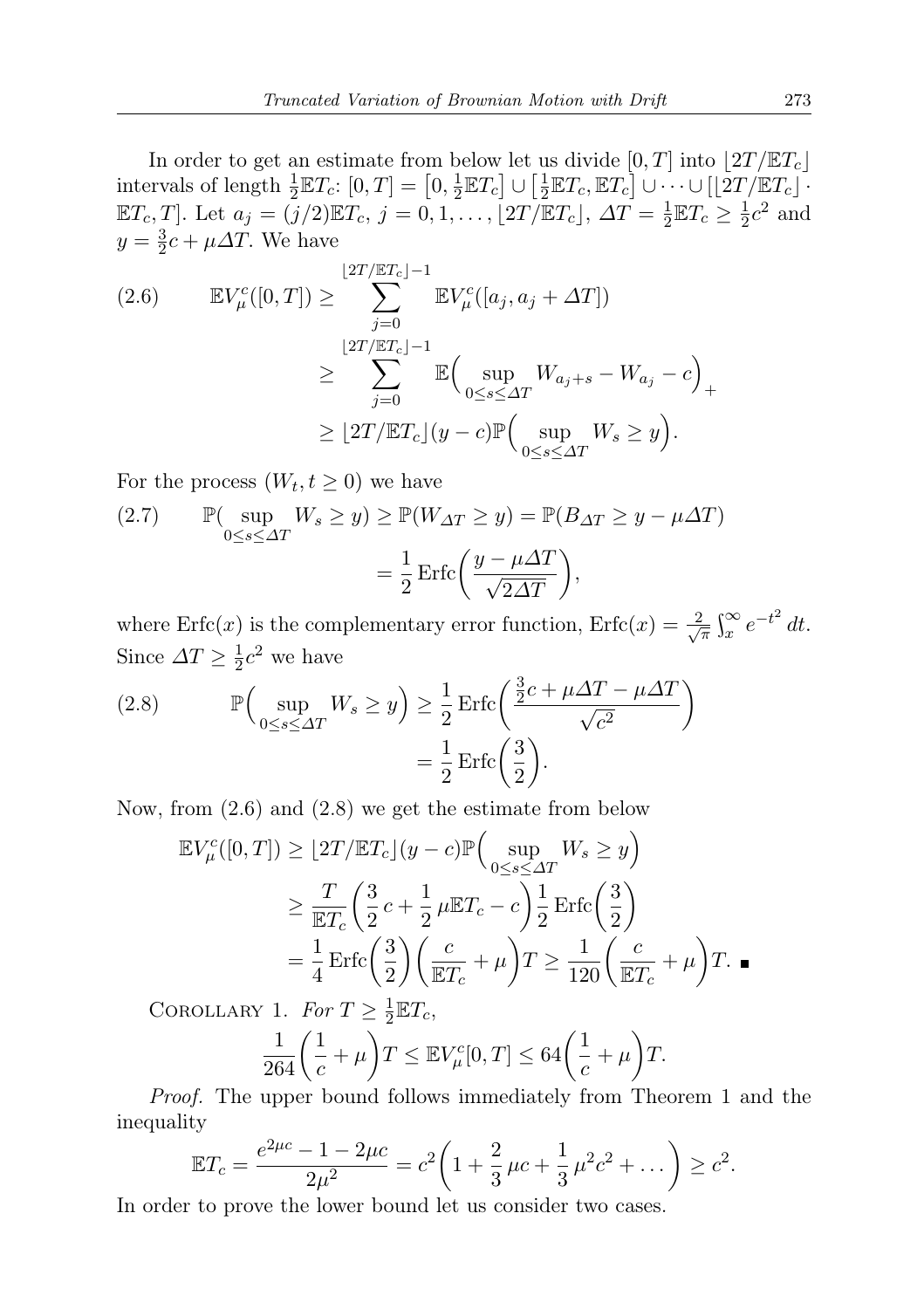In order to get an estimate from below let us divide $[0,T]$ into $\lfloor 2T/\mathbb{E}T_c \rfloor$ intervals of length $\frac{1}{2}\mathbb{E}T_c$: $[0,T] = \big[0, \frac{1}{2}\mathbb{E}T_c\big] \cup \big[\frac{1}{2}\mathbb{E}T_c, \mathbb{E}T_c\big] \cup \dots \cup [\lfloor 2T/\mathbb{E}T_c \rfloor \cdot \mathbb{E}T_c, T]$. Let $a_j = (j/2)\mathbb{E}T_c$, $j = 0, 1, \dots, \lfloor 2T/\mathbb{E}T_c \rfloor$, $\Delta T = \frac{1}{2}\mathbb{E}T_c \geq \frac{1}{2}c^2$ and $y = \frac{3}{2}c + \mu \Delta T$. We have

$$
\begin{aligned}
(2.6) \qquad \mathbb{E}V_\mu^c([0,T]) &\geq \sum_{j=0}^{\lfloor 2T/\mathbb{E}T_c \rfloor - 1} \mathbb{E}V_\mu^c([a_j, a_j + \Delta T]) \\
&\geq \sum_{j=0}^{\lfloor 2T/\mathbb{E}T_c \rfloor - 1} \mathbb{E}\Big( \sup_{0 \leq s \leq \Delta T} W_{a_j + s} - W_{a_j} - c \Big)_+ \\
&\geq \lfloor 2T/\mathbb{E}T_c \rfloor (y - c) \mathbb{P}\Big( \sup_{0 \leq s \leq \Delta T} W_s \geq y \Big).
\end{aligned}
$$

For the process $(W_t, t \geq 0)$ we have

$$
\begin{aligned}
(2.7) \qquad \mathbb{P}(\sup_{0 \leq s \leq \Delta T} W_s \geq y) &\geq \mathbb{P}(W_{\Delta T} \geq y) = \mathbb{P}(B_{\Delta T} \geq y - \mu \Delta T) \\
&= \frac{1}{2} \operatorname{Erfc}\Big( \frac{y - \mu \Delta T}{\sqrt{2 \Delta T}} \Big),
\end{aligned}
$$

where $\operatorname{Erfc}(x)$ is the complementary error function, $\operatorname{Erfc}(x) = \frac{2}{\sqrt{\pi}} \int_x^\infty e^{-t^2}\, dt$. Since $\Delta T \geq \frac{1}{2}c^2$ we have

$$
\begin{aligned}
(2.8) \qquad \mathbb{P}\Big( \sup_{0 \leq s \leq \Delta T} W_s \geq y \Big) &\geq \frac{1}{2} \operatorname{Erfc}\Big( \frac{\frac{3}{2}c + \mu \Delta T - \mu \Delta T}{\sqrt{c^2}} \Big) \\
&= \frac{1}{2} \operatorname{Erfc}\Big( \frac{3}{2} \Big).
\end{aligned}
$$

Now, from (2.6) and (2.8) we get the estimate from below

$$
\begin{aligned}
\mathbb{E}V_\mu^c([0,T]) &\geq \lfloor 2T/\mathbb{E}T_c \rfloor (y - c) \mathbb{P}\Big( \sup_{0 \leq s \leq \Delta T} W_s \geq y \Big) \\
&\geq \frac{T}{\mathbb{E}T_c} \Big( \frac{3}{2}\, c + \frac{1}{2}\, \mu \mathbb{E}T_c - c \Big) \frac{1}{2} \operatorname{Erfc}\Big( \frac{3}{2} \Big) \\
&= \frac{1}{4} \operatorname{Erfc}\Big( \frac{3}{2} \Big) \Big( \frac{c}{\mathbb{E}T_c} + \mu \Big) T \geq \frac{1}{120} \Big( \frac{c}{\mathbb{E}T_c} + \mu \Big) T. \quad \blacksquare
\end{aligned}
$$

Corollary 1. *For $T \geq \frac{1}{2}\mathbb{E}T_c$,*

$$
\frac{1}{264} \Big( \frac{1}{c} + \mu \Big) T \leq \mathbb{E}V_\mu^c[0,T] \leq 64 \Big( \frac{1}{c} + \mu \Big) T.
$$

*Proof.* The upper bound follows immediately from Theorem 1 and the inequality

$$
\mathbb{E}T_c = \frac{e^{2\mu c} - 1 - 2\mu c}{2\mu^2} = c^2 \Big( 1 + \frac{2}{3}\, \mu c + \frac{1}{3}\, \mu^2 c^2 + \dots \Big) \geq c^2.
$$

In order to prove the lower bound let us consider two cases.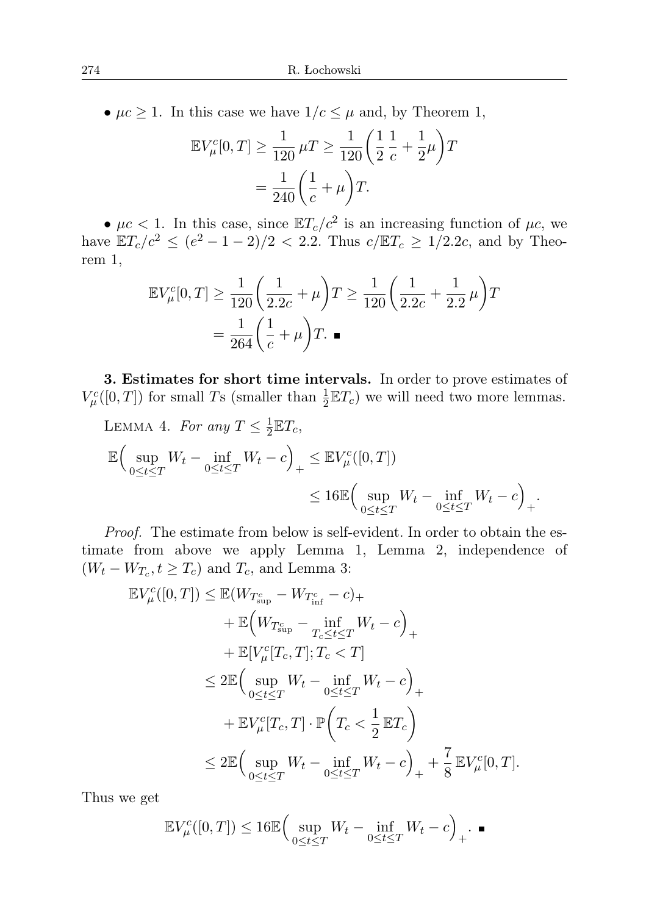• $\mu c \geq 1$. In this case we have $1/c \leq \mu$ and, by Theorem 1,

$$\mathbb{E}V_{\mu}^{c}[0,T] \geq \frac{1}{120}\,\mu T \geq \frac{1}{120}\biggl(\frac{1}{2}\,\frac{1}{c} + \frac{1}{2}\mu\biggr)T = \frac{1}{240}\biggl(\frac{1}{c} + \mu\biggr)T.$$

• $\mu c < 1$. In this case, since $\mathbb{E}T_c/c^2$ is an increasing function of $\mu c$, we have $\mathbb{E}T_c/c^2 \leq (e^2 - 1 - 2)/2 < 2.2$. Thus $c/\mathbb{E}T_c \geq 1/2.2c$, and by Theorem 1,

$$\mathbb{E}V_{\mu}^{c}[0,T] \geq \frac{1}{120}\biggl(\frac{1}{2.2c} + \mu\biggr)T \geq \frac{1}{120}\biggl(\frac{1}{2.2c} + \frac{1}{2.2}\,\mu\biggr)T = \frac{1}{264}\biggl(\frac{1}{c} + \mu\biggr)T. \ \blacksquare$$

**3. Estimates for short time intervals.** In order to prove estimates of $V_{\mu}^{c}([0,T])$ for small $T$s (smaller than $\frac{1}{2}\mathbb{E}T_c$) we will need two more lemmas.

Lemma 4. *For any* $T \leq \frac{1}{2}\mathbb{E}T_c$,

$$\mathbb{E}\Bigl(\sup_{0\leq t\leq T} W_t - \inf_{0\leq t\leq T} W_t - c\Bigr)_+ \leq \mathbb{E}V_{\mu}^{c}([0,T]) \leq 16\mathbb{E}\Bigl(\sup_{0\leq t\leq T} W_t - \inf_{0\leq t\leq T} W_t - c\Bigr)_+.$$

*Proof.* The estimate from below is self-evident. In order to obtain the estimate from above we apply Lemma 1, Lemma 2, independence of $(W_t - W_{T_c}, t \geq T_c)$ and $T_c$, and Lemma 3:

$$\begin{aligned}
\mathbb{E}V_{\mu}^{c}([0,T]) &\leq \mathbb{E}(W_{T_{\sup}^{c}} - W_{T_{\inf}^{c}} - c)_+ \\
&\quad + \mathbb{E}\Bigl(W_{T_{\sup}^{c}} - \inf_{T_c\leq t\leq T} W_t - c\Bigr)_+ \\
&\quad + \mathbb{E}[V_{\mu}^{c}[T_c,T]; T_c < T] \\
&\leq 2\mathbb{E}\Bigl(\sup_{0\leq t\leq T} W_t - \inf_{0\leq t\leq T} W_t - c\Bigr)_+ \\
&\quad + \mathbb{E}V_{\mu}^{c}[T_c,T]\cdot \mathbb{P}\Bigl(T_c < \frac{1}{2}\,\mathbb{E}T_c\Bigr) \\
&\leq 2\mathbb{E}\Bigl(\sup_{0\leq t\leq T} W_t - \inf_{0\leq t\leq T} W_t - c\Bigr)_+ + \frac{7}{8}\,\mathbb{E}V_{\mu}^{c}[0,T].
\end{aligned}$$

Thus we get

$$\mathbb{E}V_{\mu}^{c}([0,T]) \leq 16\mathbb{E}\Bigl(\sup_{0\leq t\leq T} W_t - \inf_{0\leq t\leq T} W_t - c\Bigr)_+. \ \blacksquare$$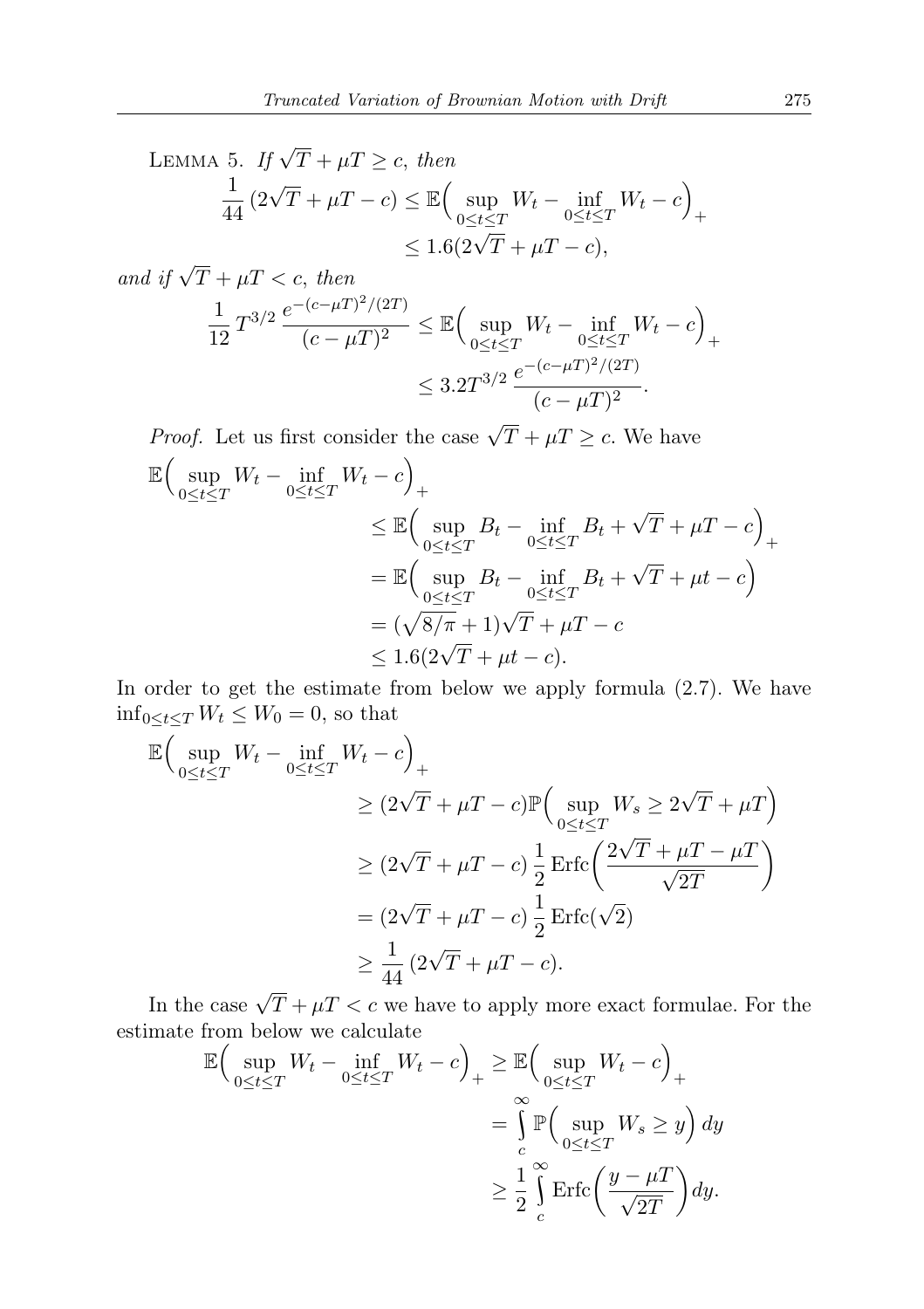LEMMA 5. *If* $\sqrt{T}+\mu T \geq c$, *then*

$$\frac{1}{44}\,(2\sqrt{T}+\mu T-c) \leq \mathbb{E}\Big(\sup_{0\leq t\leq T} W_t - \inf_{0\leq t\leq T} W_t - c\Big)_+ \leq 1.6(2\sqrt{T}+\mu T-c),$$

*and if* $\sqrt{T}+\mu T < c$, *then*

$$\frac{1}{12}\,T^{3/2}\,\frac{e^{-(c-\mu T)^2/(2T)}}{(c-\mu T)^2} \leq \mathbb{E}\Big(\sup_{0\leq t\leq T} W_t - \inf_{0\leq t\leq T} W_t - c\Big)_+ \leq 3.2T^{3/2}\,\frac{e^{-(c-\mu T)^2/(2T)}}{(c-\mu T)^2}.$$

*Proof.* Let us first consider the case $\sqrt{T}+\mu T \geq c$. We have

$$\begin{aligned}
\mathbb{E}\Big(\sup_{0\leq t\leq T} W_t - \inf_{0\leq t\leq T} W_t - c\Big)_+
&\leq \mathbb{E}\Big(\sup_{0\leq t\leq T} B_t - \inf_{0\leq t\leq T} B_t + \sqrt{T}+\mu T - c\Big)_+ \\
&= \mathbb{E}\Big(\sup_{0\leq t\leq T} B_t - \inf_{0\leq t\leq T} B_t + \sqrt{T}+\mu t - c\Big) \\
&= (\sqrt{8/\pi}+1)\sqrt{T}+\mu T - c \\
&\leq 1.6(2\sqrt{T}+\mu t - c).
\end{aligned}$$

In order to get the estimate from below we apply formula (2.7). We have $\inf_{0\leq t\leq T} W_t \leq W_0 = 0$, so that

$$\begin{aligned}
\mathbb{E}\Big(\sup_{0\leq t\leq T} W_t - \inf_{0\leq t\leq T} W_t - c\Big)_+
&\geq (2\sqrt{T}+\mu T-c)\,\mathbb{P}\Big(\sup_{0\leq t\leq T} W_s \geq 2\sqrt{T}+\mu T\Big) \\
&\geq (2\sqrt{T}+\mu T-c)\,\frac{1}{2}\operatorname{Erfc}\Big(\frac{2\sqrt{T}+\mu T-\mu T}{\sqrt{2T}}\Big) \\
&= (2\sqrt{T}+\mu T-c)\,\frac{1}{2}\operatorname{Erfc}(\sqrt{2}) \\
&\geq \frac{1}{44}\,(2\sqrt{T}+\mu T-c).
\end{aligned}$$

In the case $\sqrt{T}+\mu T < c$ we have to apply more exact formulae. For the estimate from below we calculate

$$\begin{aligned}
\mathbb{E}\Big(\sup_{0\leq t\leq T} W_t - \inf_{0\leq t\leq T} W_t - c\Big)_+ &\geq \mathbb{E}\Big(\sup_{0\leq t\leq T} W_t - c\Big)_+ \\
&= \int_c^\infty \mathbb{P}\Big(\sup_{0\leq t\leq T} W_s \geq y\Big)\,dy \\
&\geq \frac{1}{2}\int_c^\infty \operatorname{Erfc}\Big(\frac{y-\mu T}{\sqrt{2T}}\Big)\,dy.
\end{aligned}$$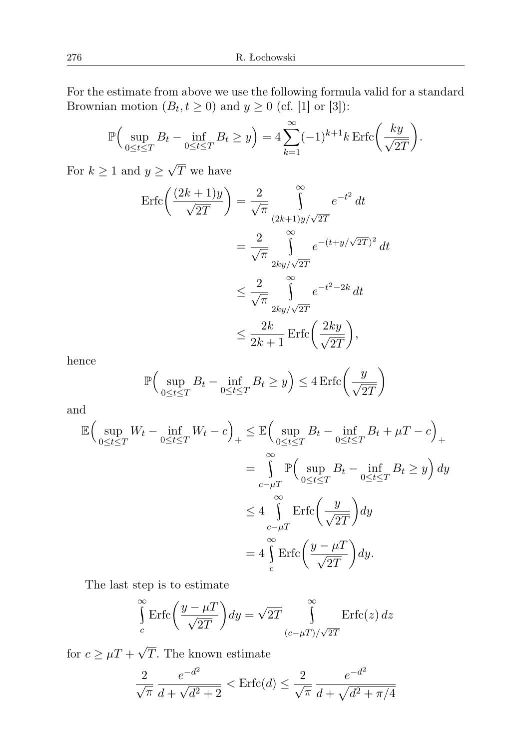For the estimate from above we use the following formula valid for a standard Brownian motion $(B_t, t \geq 0)$ and $y \geq 0$ (cf. [1] or [3]):

$$\mathbb{P}\Big(\sup_{0\le t\le T} B_t - \inf_{0\le t\le T} B_t \geq y\Big) = 4\sum_{k=1}^{\infty}(-1)^{k+1} k \operatorname{Erfc}\Big(\frac{ky}{\sqrt{2T}}\Big).$$

For $k \geq 1$ and $y \geq \sqrt{T}$ we have

$$\begin{aligned}
\operatorname{Erfc}\Big(\frac{(2k+1)y}{\sqrt{2T}}\Big) &= \frac{2}{\sqrt{\pi}} \int\limits_{(2k+1)y/\sqrt{2T}}^{\infty} e^{-t^2}\, dt \\
&= \frac{2}{\sqrt{\pi}} \int\limits_{2ky/\sqrt{2T}}^{\infty} e^{-(t+y/\sqrt{2T})^2}\, dt \\
&\leq \frac{2}{\sqrt{\pi}} \int\limits_{2ky/\sqrt{2T}}^{\infty} e^{-t^2-2k}\, dt \\
&\leq \frac{2k}{2k+1} \operatorname{Erfc}\Big(\frac{2ky}{\sqrt{2T}}\Big),
\end{aligned}$$

hence

$$\mathbb{P}\Big(\sup_{0\le t\le T} B_t - \inf_{0\le t\le T} B_t \geq y\Big) \leq 4 \operatorname{Erfc}\Big(\frac{y}{\sqrt{2T}}\Big)$$

and

$$\begin{aligned}
\mathbb{E}\Big(\sup_{0\le t\le T} W_t - \inf_{0\le t\le T} W_t - c\Big)_+ &\leq \mathbb{E}\Big(\sup_{0\le t\le T} B_t - \inf_{0\le t\le T} B_t + \mu T - c\Big)_+ \\
&= \int\limits_{c-\mu T}^{\infty} \mathbb{P}\Big(\sup_{0\le t\le T} B_t - \inf_{0\le t\le T} B_t \geq y\Big)\, dy \\
&\leq 4 \int\limits_{c-\mu T}^{\infty} \operatorname{Erfc}\Big(\frac{y}{\sqrt{2T}}\Big) dy \\
&= 4 \int\limits_{c}^{\infty} \operatorname{Erfc}\Big(\frac{y-\mu T}{\sqrt{2T}}\Big) dy.
\end{aligned}$$

The last step is to estimate

$$\int\limits_{c}^{\infty} \operatorname{Erfc}\Big(\frac{y-\mu T}{\sqrt{2T}}\Big) dy = \sqrt{2T} \int\limits_{(c-\mu T)/\sqrt{2T}}^{\infty} \operatorname{Erfc}(z)\, dz$$

for $c \geq \mu T + \sqrt{T}$. The known estimate

$$\frac{2}{\sqrt{\pi}} \frac{e^{-d^2}}{d + \sqrt{d^2+2}} < \operatorname{Erfc}(d) \leq \frac{2}{\sqrt{\pi}} \frac{e^{-d^2}}{d + \sqrt{d^2 + \pi/4}}$$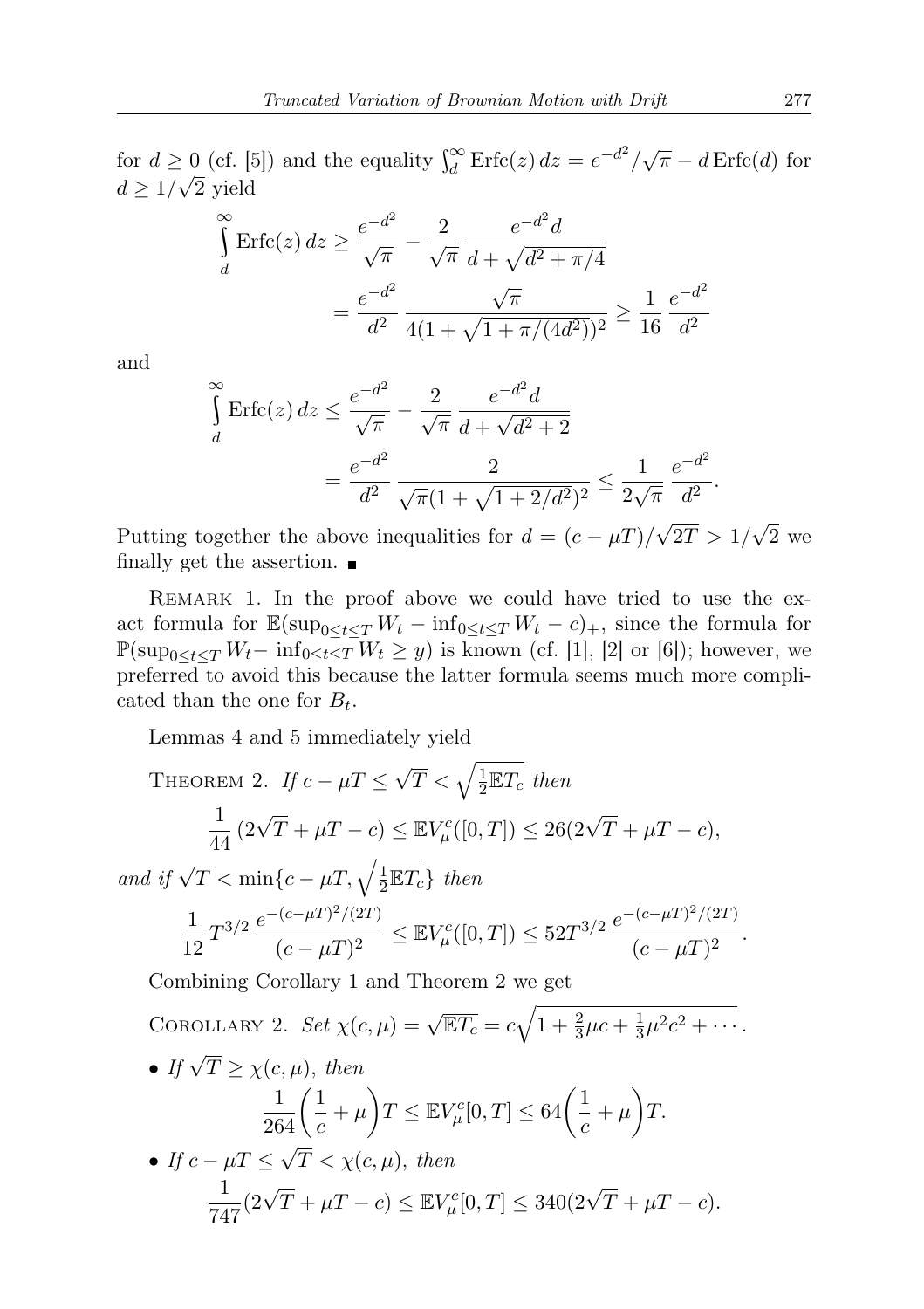for $d \geq 0$ (cf. [5]) and the equality $\int_d^\infty \operatorname{Erfc}(z)\,dz = e^{-d^2}/\sqrt{\pi} - d\operatorname{Erfc}(d)$ for $d \geq 1/\sqrt{2}$ yield

$$\int\limits_d^\infty \operatorname{Erfc}(z)\,dz \geq \frac{e^{-d^2}}{\sqrt{\pi}} - \frac{2}{\sqrt{\pi}}\,\frac{e^{-d^2}d}{d+\sqrt{d^2+\pi/4}}$$
$$= \frac{e^{-d^2}}{d^2}\,\frac{\sqrt{\pi}}{4(1+\sqrt{1+\pi/(4d^2)})^2} \geq \frac{1}{16}\,\frac{e^{-d^2}}{d^2}$$

and

$$\int\limits_d^\infty \operatorname{Erfc}(z)\,dz \leq \frac{e^{-d^2}}{\sqrt{\pi}} - \frac{2}{\sqrt{\pi}}\,\frac{e^{-d^2}d}{d+\sqrt{d^2+2}}$$
$$= \frac{e^{-d^2}}{d^2}\,\frac{2}{\sqrt{\pi}(1+\sqrt{1+2/d^2})^2} \leq \frac{1}{2\sqrt{\pi}}\,\frac{e^{-d^2}}{d^2}.$$

Putting together the above inequalities for $d = (c-\mu T)/\sqrt{2T} > 1/\sqrt{2}$ we finally get the assertion. ∎

Remark 1. In the proof above we could have tried to use the exact formula for $\mathbb{E}(\sup_{0\leq t\leq T} W_t - \inf_{0\leq t\leq T} W_t - c)_+$, since the formula for $\mathbb{P}(\sup_{0\leq t\leq T} W_t - \inf_{0\leq t\leq T} W_t \geq y)$ is known (cf. [1], [2] or [6]); however, we preferred to avoid this because the latter formula seems much more complicated than the one for $B_t$.

Lemmas 4 and 5 immediately yield

Theorem 2. *If $c-\mu T \leq \sqrt{T} < \sqrt{\frac{1}{2}\mathbb{E}T_c}$ then*

$$\frac{1}{44}\,(2\sqrt{T}+\mu T - c) \leq \mathbb{E}V_\mu^c([0,T]) \leq 26(2\sqrt{T}+\mu T-c),$$

*and if $\sqrt{T} < \min\{c-\mu T, \sqrt{\frac{1}{2}\mathbb{E}T_c}\}$ then*

$$\frac{1}{12}\,T^{3/2}\,\frac{e^{-(c-\mu T)^2/(2T)}}{(c-\mu T)^2} \leq \mathbb{E}V_\mu^c([0,T]) \leq 52T^{3/2}\,\frac{e^{-(c-\mu T)^2/(2T)}}{(c-\mu T)^2}.$$

Combining Corollary 1 and Theorem 2 we get

Corollary 2. *Set $\chi(c,\mu) = \sqrt{\mathbb{E}T_c} = c\sqrt{1+\frac{2}{3}\mu c + \frac{1}{3}\mu^2c^2+\cdots}$.*

- *If $\sqrt{T} \geq \chi(c,\mu)$, then*
$$\frac{1}{264}\bigg(\frac{1}{c}+\mu\bigg)T \leq \mathbb{E}V_\mu^c[0,T] \leq 64\bigg(\frac{1}{c}+\mu\bigg)T.$$
- *If $c-\mu T \leq \sqrt{T} < \chi(c,\mu)$, then*
$$\frac{1}{747}(2\sqrt{T}+\mu T-c) \leq \mathbb{E}V_\mu^c[0,T] \leq 340(2\sqrt{T}+\mu T-c).$$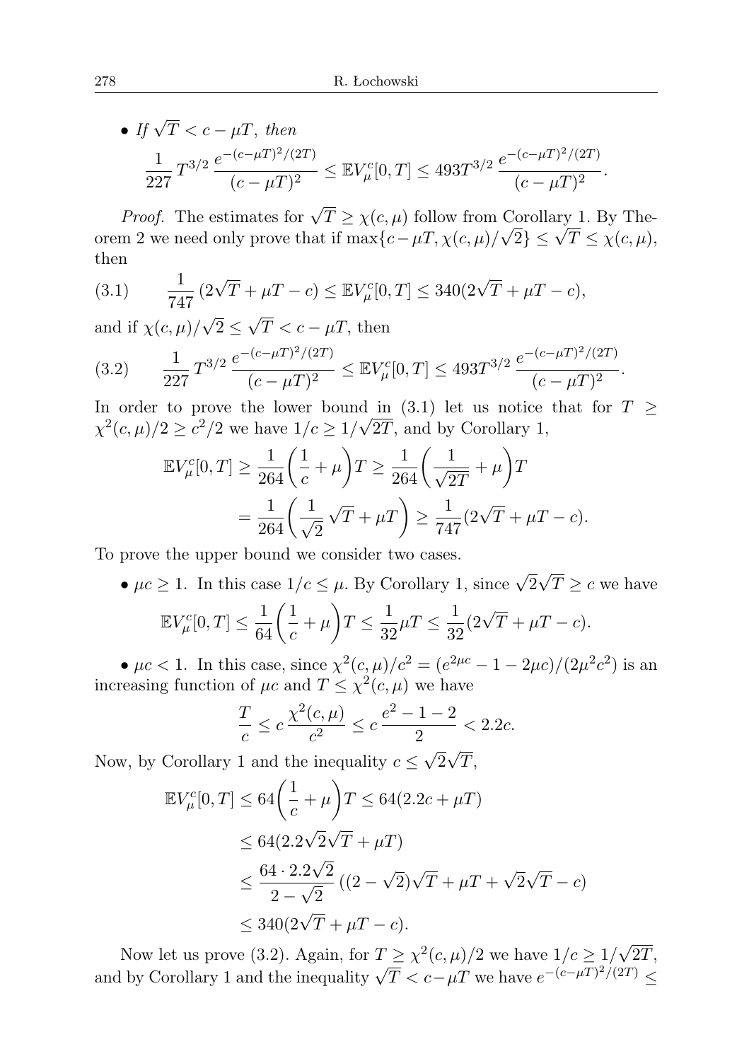- *If* $\sqrt{T} < c - \mu T$, *then*
$$\frac{1}{227} T^{3/2} \frac{e^{-(c-\mu T)^2/(2T)}}{(c-\mu T)^2} \le \mathbb{E} V_\mu^c[0,T] \le 493 T^{3/2} \frac{e^{-(c-\mu T)^2/(2T)}}{(c-\mu T)^2}.$$

*Proof.* The estimates for $\sqrt{T} \ge \chi(c,\mu)$ follow from Corollary 1. By Theorem 2 we need only prove that if $\max\{c - \mu T, \chi(c,\mu)/\sqrt{2}\} \le \sqrt{T} \le \chi(c,\mu)$, then

$$\frac{1}{747}(2\sqrt{T} + \mu T - c) \le \mathbb{E} V_\mu^c[0,T] \le 340(2\sqrt{T} + \mu T - c), \tag{3.1}$$

and if $\chi(c,\mu)/\sqrt{2} \le \sqrt{T} < c - \mu T$, then

$$\frac{1}{227} T^{3/2} \frac{e^{-(c-\mu T)^2/(2T)}}{(c-\mu T)^2} \le \mathbb{E} V_\mu^c[0,T] \le 493 T^{3/2} \frac{e^{-(c-\mu T)^2/(2T)}}{(c-\mu T)^2}. \tag{3.2}$$

In order to prove the lower bound in (3.1) let us notice that for $T \ge \chi^2(c,\mu)/2 \ge c^2/2$ we have $1/c \ge 1/\sqrt{2T}$, and by Corollary 1,

$$\begin{aligned}
\mathbb{E} V_\mu^c[0,T] &\ge \frac{1}{264}\left(\frac{1}{c} + \mu\right)T \ge \frac{1}{264}\left(\frac{1}{\sqrt{2T}} + \mu\right)T \\
&= \frac{1}{264}\left(\frac{1}{\sqrt{2}}\sqrt{T} + \mu T\right) \ge \frac{1}{747}(2\sqrt{T} + \mu T - c).
\end{aligned}$$

To prove the upper bound we consider two cases.

- $\mu c \ge 1$. In this case $1/c \le \mu$. By Corollary 1, since $\sqrt{2}\sqrt{T} \ge c$ we have
$$\mathbb{E} V_\mu^c[0,T] \le \frac{1}{64}\left(\frac{1}{c} + \mu\right)T \le \frac{1}{32}\mu T \le \frac{1}{32}(2\sqrt{T} + \mu T - c).$$

- $\mu c < 1$. In this case, since $\chi^2(c,\mu)/c^2 = (e^{2\mu c} - 1 - 2\mu c)/(2\mu^2 c^2)$ is an increasing function of $\mu c$ and $T \le \chi^2(c,\mu)$ we have
$$\frac{T}{c} \le c\frac{\chi^2(c,\mu)}{c^2} \le c\frac{e^2 - 1 - 2}{2} < 2.2c.$$

Now, by Corollary 1 and the inequality $c \le \sqrt{2}\sqrt{T}$,

$$\begin{aligned}
\mathbb{E} V_\mu^c[0,T] &\le 64\left(\frac{1}{c} + \mu\right)T \le 64(2.2c + \mu T) \\
&\le 64(2.2\sqrt{2}\sqrt{T} + \mu T) \\
&\le \frac{64 \cdot 2.2\sqrt{2}}{2 - \sqrt{2}}\left((2 - \sqrt{2})\sqrt{T} + \mu T + \sqrt{2}\sqrt{T} - c\right) \\
&\le 340(2\sqrt{T} + \mu T - c).
\end{aligned}$$

Now let us prove (3.2). Again, for $T \ge \chi^2(c,\mu)/2$ we have $1/c \ge 1/\sqrt{2T}$, and by Corollary 1 and the inequality $\sqrt{T} < c - \mu T$ we have $e^{-(c-\mu T)^2/(2T)} \le$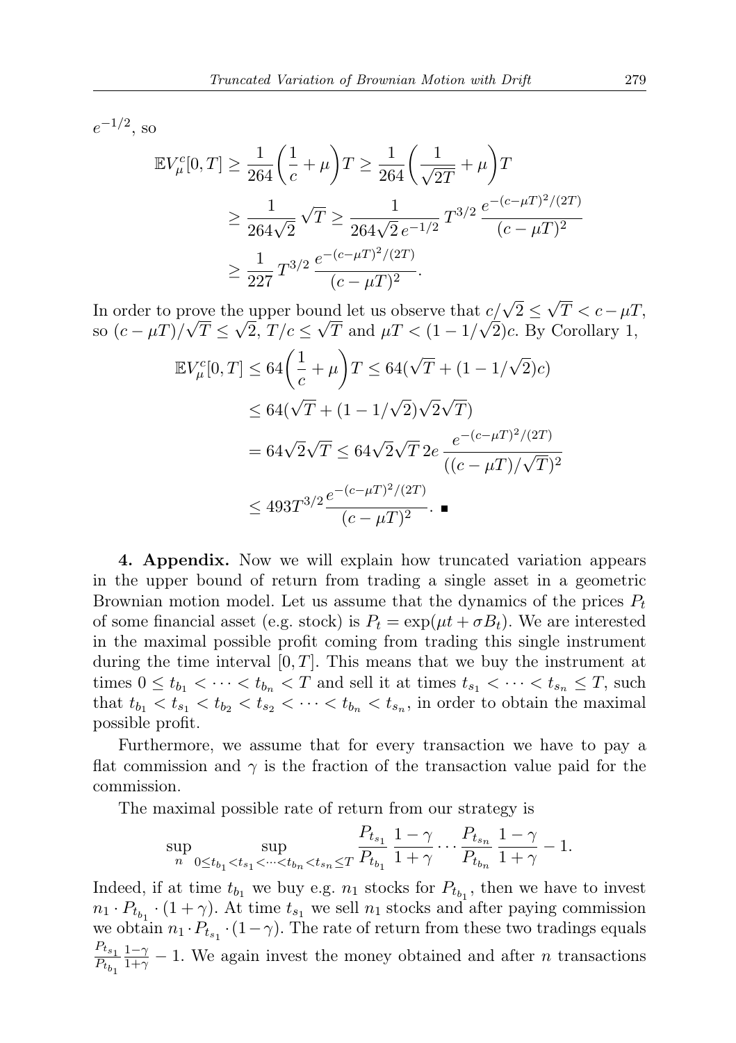$e^{-1/2}$, so

$$
\begin{aligned}
\mathbb{E}V_\mu^c[0,T] &\geq \frac{1}{264}\left(\frac{1}{c}+\mu\right)T \geq \frac{1}{264}\left(\frac{1}{\sqrt{2T}}+\mu\right)T \\
&\geq \frac{1}{264\sqrt{2}}\sqrt{T} \geq \frac{1}{264\sqrt{2}\,e^{-1/2}}\,T^{3/2}\,\frac{e^{-(c-\mu T)^2/(2T)}}{(c-\mu T)^2} \\
&\geq \frac{1}{227}\,T^{3/2}\,\frac{e^{-(c-\mu T)^2/(2T)}}{(c-\mu T)^2}.
\end{aligned}
$$

In order to prove the upper bound let us observe that $c/\sqrt{2} \leq \sqrt{T} < c - \mu T$, so $(c-\mu T)/\sqrt{T} \leq \sqrt{2}$, $T/c \leq \sqrt{T}$ and $\mu T < (1-1/\sqrt{2})c$. By Corollary 1,

$$
\begin{aligned}
\mathbb{E}V_\mu^c[0,T] &\leq 64\left(\frac{1}{c}+\mu\right)T \leq 64(\sqrt{T}+(1-1/\sqrt{2})c) \\
&\leq 64(\sqrt{T}+(1-1/\sqrt{2})\sqrt{2}\sqrt{T}) \\
&= 64\sqrt{2}\sqrt{T} \leq 64\sqrt{2}\sqrt{T}\,2e\,\frac{e^{-(c-\mu T)^2/(2T)}}{((c-\mu T)/\sqrt{T})^2} \\
&\leq 493T^{3/2}\frac{e^{-(c-\mu T)^2/(2T)}}{(c-\mu T)^2}. \ \blacksquare
\end{aligned}
$$

**4. Appendix.** Now we will explain how truncated variation appears in the upper bound of return from trading a single asset in a geometric Brownian motion model. Let us assume that the dynamics of the prices $P_t$ of some financial asset (e.g. stock) is $P_t = \exp(\mu t + \sigma B_t)$. We are interested in the maximal possible profit coming from trading this single instrument during the time interval $[0,T]$. This means that we buy the instrument at times $0 \leq t_{b_1} < \cdots < t_{b_n} < T$ and sell it at times $t_{s_1} < \cdots < t_{s_n} \leq T$, such that $t_{b_1} < t_{s_1} < t_{b_2} < t_{s_2} < \cdots < t_{b_n} < t_{s_n}$, in order to obtain the maximal possible profit.

Furthermore, we assume that for every transaction we have to pay a flat commission and $\gamma$ is the fraction of the transaction value paid for the commission.

The maximal possible rate of return from our strategy is

$$
\sup_n \sup_{0\leq t_{b_1}<t_{s_1}<\cdots<t_{b_n}<t_{s_n}\leq T} \frac{P_{t_{s_1}}}{P_{t_{b_1}}}\,\frac{1-\gamma}{1+\gamma}\cdots\frac{P_{t_{s_n}}}{P_{t_{b_n}}}\,\frac{1-\gamma}{1+\gamma} - 1.
$$

Indeed, if at time $t_{b_1}$ we buy e.g. $n_1$ stocks for $P_{t_{b_1}}$, then we have to invest $n_1 \cdot P_{t_{b_1}} \cdot (1+\gamma)$. At time $t_{s_1}$ we sell $n_1$ stocks and after paying commission we obtain $n_1 \cdot P_{t_{s_1}} \cdot (1-\gamma)$. The rate of return from these two tradings equals $\frac{P_{t_{s_1}}}{P_{t_{b_1}}}\frac{1-\gamma}{1+\gamma} - 1$. We again invest the money obtained and after $n$ transactions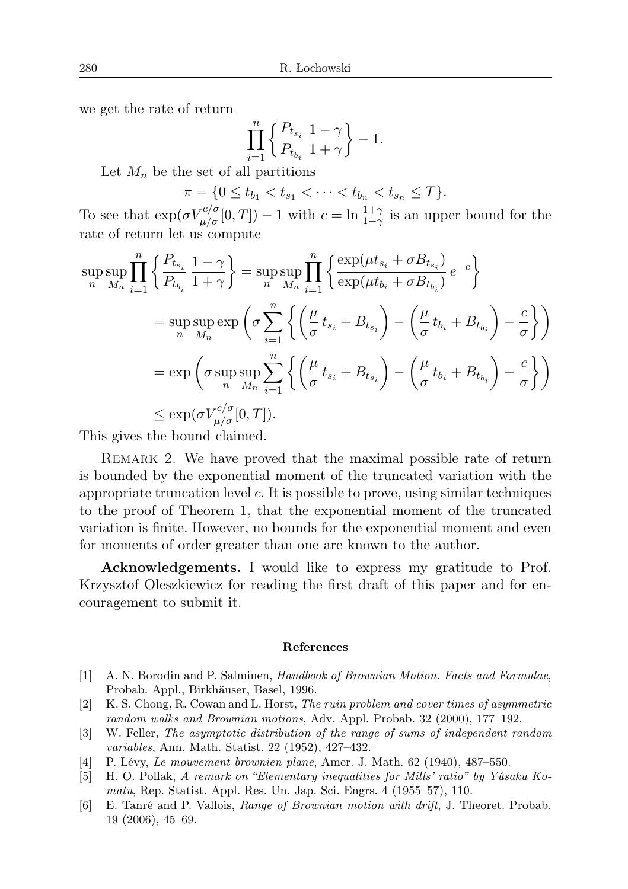we get the rate of return

$$\prod_{i=1}^{n}\left\{\frac{P_{t_{s_i}}}{P_{t_{b_i}}}\frac{1-\gamma}{1+\gamma}\right\}-1.$$

Let $M_n$ be the set of all partitions

$$\pi=\{0\leq t_{b_1}<t_{s_1}<\cdots<t_{b_n}<t_{s_n}\leq T\}.$$

To see that $\exp(\sigma V^{c/\sigma}_{\mu/\sigma}[0,T])-1$ with $c=\ln\frac{1+\gamma}{1-\gamma}$ is an upper bound for the rate of return let us compute

$$\begin{aligned}
\sup_n\sup_{M_n}\prod_{i=1}^{n}\left\{\frac{P_{t_{s_i}}}{P_{t_{b_i}}}\frac{1-\gamma}{1+\gamma}\right\}&=\sup_n\sup_{M_n}\prod_{i=1}^{n}\left\{\frac{\exp(\mu t_{s_i}+\sigma B_{t_{s_i}})}{\exp(\mu t_{b_i}+\sigma B_{t_{b_i}})}\,e^{-c}\right\}\\
&=\sup_n\sup_{M_n}\exp\left(\sigma\sum_{i=1}^{n}\left\{\left(\frac{\mu}{\sigma}\,t_{s_i}+B_{t_{s_i}}\right)-\left(\frac{\mu}{\sigma}\,t_{b_i}+B_{t_{b_i}}\right)-\frac{c}{\sigma}\right\}\right)\\
&=\exp\left(\sigma\sup_n\sup_{M_n}\sum_{i=1}^{n}\left\{\left(\frac{\mu}{\sigma}\,t_{s_i}+B_{t_{s_i}}\right)-\left(\frac{\mu}{\sigma}\,t_{b_i}+B_{t_{b_i}}\right)-\frac{c}{\sigma}\right\}\right)\\
&\leq\exp(\sigma V^{c/\sigma}_{\mu/\sigma}[0,T]).
\end{aligned}$$

This gives the bound claimed.

Remark 2. We have proved that the maximal possible rate of return is bounded by the exponential moment of the truncated variation with the appropriate truncation level $c$. It is possible to prove, using similar techniques to the proof of Theorem 1, that the exponential moment of the truncated variation is finite. However, no bounds for the exponential moment and even for moments of order greater than one are known to the author.

**Acknowledgements.** I would like to express my gratitude to Prof. Krzysztof Oleszkiewicz for reading the first draft of this paper and for encouragement to submit it.

### References

[1] A. N. Borodin and P. Salminen, *Handbook of Brownian Motion. Facts and Formulae*, Probab. Appl., Birkhäuser, Basel, 1996.

[2] K. S. Chong, R. Cowan and L. Horst, *The ruin problem and cover times of asymmetric random walks and Brownian motions*, Adv. Appl. Probab. 32 (2000), 177–192.

[3] W. Feller, *The asymptotic distribution of the range of sums of independent random variables*, Ann. Math. Statist. 22 (1952), 427–432.

[4] P. Lévy, *Le mouvement brownien plane*, Amer. J. Math. 62 (1940), 487–550.

[5] H. O. Pollak, *A remark on "Elementary inequalities for Mills' ratio" by Yûsaku Komatu*, Rep. Statist. Appl. Res. Un. Jap. Sci. Engrs. 4 (1955–57), 110.

[6] E. Tanré and P. Vallois, *Range of Brownian motion with drift*, J. Theoret. Probab. 19 (2006), 45–69.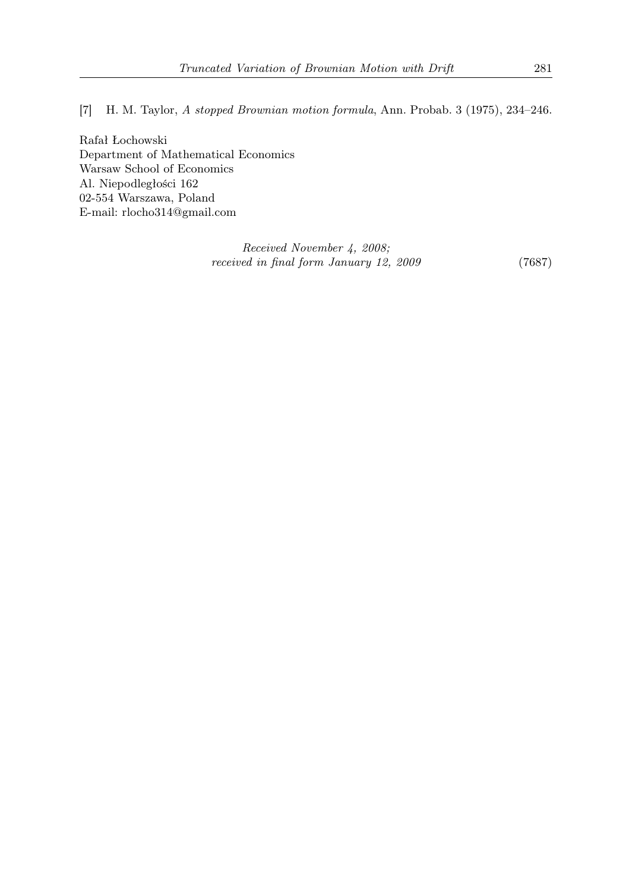[7] H. M. Taylor, *A stopped Brownian motion formula*, Ann. Probab. 3 (1975), 234–246.

Rafał Łochowski
Department of Mathematical Economics
Warsaw School of Economics
Al. Niepodległości 162
02-554 Warszawa, Poland
E-mail: rlocho314@gmail.com

*Received November 4, 2008;*
*received in final form January 12, 2009* (7687)